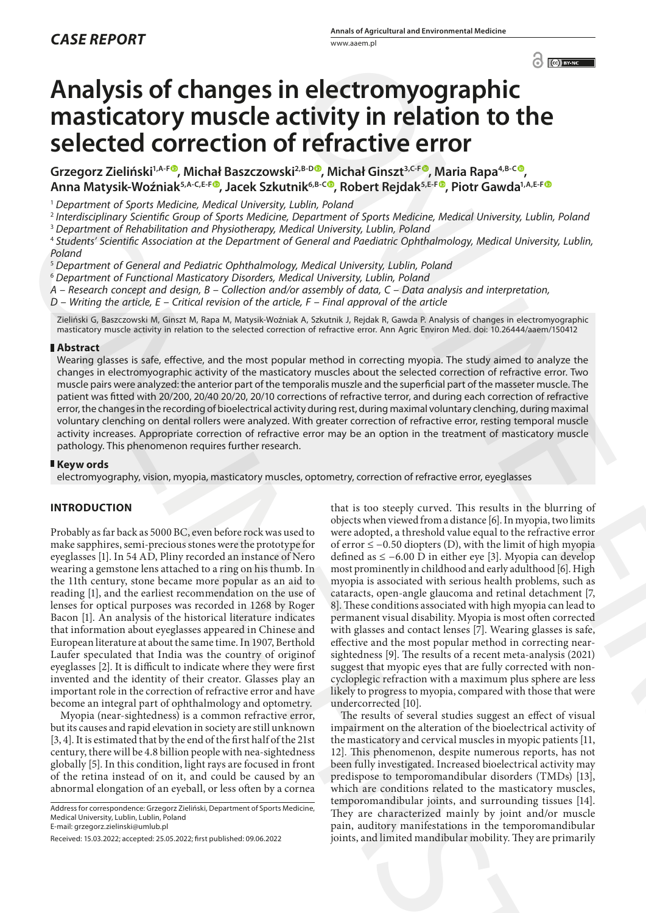## CASE REPORT

# Analysis of changes in electromyographic masticatory muscle activity in relation to the selected correction of refractive error

**Grzegorz Zieliński[1,A-F], Michał Baszczowski[2,B-D], Michał Ginszt[3,C-F], Maria Rapa[4,B-C], Anna Matysik-Woźniak[5,A-C,E-F], Jacek Szkutnik[6,B-C], Robert Rejdak[5,E-F], Piotr Gawda[1,A,E-F]**

[1] *Department of Sports Medicine, Medical University, Lublin, Poland*
[2] *Interdisciplinary Scientific Group of Sports Medicine, Department of Sports Medicine, Medical University, Lublin, Poland*
[3] *Department of Rehabilitation and Physiotherapy, Medical University, Lublin, Poland*
[4] *Students' Scientific Association at the Department of General and Paediatric Ophthalmology, Medical University, Lublin, Poland*
[5] *Department of General and Pediatric Ophthalmology, Medical University, Lublin, Poland*
[6] *Department of Functional Masticatory Disorders, Medical University, Lublin, Poland*
*A – Research concept and design, B – Collection and/or assembly of data, C – Data analysis and interpretation, D – Writing the article, E – Critical revision of the article, F – Final approval of the article*

Zieliński G, Baszczowski M, Ginszt M, Rapa M, Matysik-Woźniak A, Szkutnik J, Rejdak R, Gawda P. Analysis of changes in electromyographic masticatory muscle activity in relation to the selected correction of refractive error. Ann Agric Environ Med. doi: 10.26444/aaem/150412

## Abstract

Wearing glasses is safe, effective, and the most popular method in correcting myopia. The study aimed to analyze the changes in electromyographic activity of the masticatory muscles about the selected correction of refractive error. Two muscle pairs were analyzed: the anterior part of the temporalis muszle and the superficial part of the masseter muscle. The patient was fitted with 20/200, 20/40 20/20, 20/10 corrections of refractive terror, and during each correction of refractive error, the changes in the recording of bioelectrical activity during rest, during maximal voluntary clenching, during maximal voluntary clenching on dental rollers were analyzed. With greater correction of refractive error, resting temporal muscle activity increases. Appropriate correction of refractive error may be an option in the treatment of masticatory muscle pathology. This phenomenon requires further research.

## Keyw ords

electromyography, vision, myopia, masticatory muscles, optometry, correction of refractive error, eyeglasses

## INTRODUCTION

Probably as far back as 5000 BC, even before rock was used to make sapphires, semi-precious stones were the prototype for eyeglasses [1]. In 54 AD, Pliny recorded an instance of Nero wearing a gemstone lens attached to a ring on his thumb. In the 11th century, stone became more popular as an aid to reading [1], and the earliest recommendation on the use of lenses for optical purposes was recorded in 1268 by Roger Bacon [1]. An analysis of the historical literature indicates that information about eyeglasses appeared in Chinese and European literature at about the same time. In 1907, Berthold Laufer speculated that India was the country of originof eyeglasses [2]. It is difficult to indicate where they were first invented and the identity of their creator. Glasses play an important role in the correction of refractive error and have become an integral part of ophthalmology and optometry.

Myopia (near-sightedness) is a common refractive error, but its causes and rapid elevation in society are still unknown [3, 4]. It is estimated that by the end of the first half of the 21st century, there will be 4.8 billion people with nea-sightedness globally [5]. In this condition, light rays are focused in front of the retina instead of on it, and could be caused by an abnormal elongation of an eyeball, or less often by a cornea that is too steeply curved. This results in the blurring of objects when viewed from a distance [6]. In myopia, two limits were adopted, a threshold value equal to the refractive error of error ≤ −0.50 diopters (D), with the limit of high myopia defined as ≤ −6.00 D in either eye [3]. Myopia can develop most prominently in childhood and early adulthood [6]. High myopia is associated with serious health problems, such as cataracts, open-angle glaucoma and retinal detachment [7, 8]. These conditions associated with high myopia can lead to permanent visual disability. Myopia is most often corrected with glasses and contact lenses [7]. Wearing glasses is safe, effective and the most popular method in correcting near-sightedness [9]. The results of a recent meta-analysis (2021) suggest that myopic eyes that are fully corrected with non-cycloplegic refraction with a maximum plus sphere are less likely to progress to myopia, compared with those that were undercorrected [10].

The results of several studies suggest an effect of visual impairment on the alteration of the bioelectrical activity of the masticatory and cervical muscles in myopic patients [11, 12]. This phenomenon, despite numerous reports, has not been fully investigated. Increased bioelectrical activity may predispose to temporomandibular disorders (TMDs) [13], which are conditions related to the masticatory muscles, temporomandibular joints, and surrounding tissues [14]. They are characterized mainly by joint and/or muscle pain, auditory manifestations in the temporomandibular joints, and limited mandibular mobility. They are primarily

Address for correspondence: Grzegorz Zieliński, Department of Sports Medicine, Medical University, Lublin, Lublin, Poland
E-mail: grzegorz.zielinski@umlub.pl

Received: 15.03.2022; accepted: 25.05.2022; first published: 09.06.2022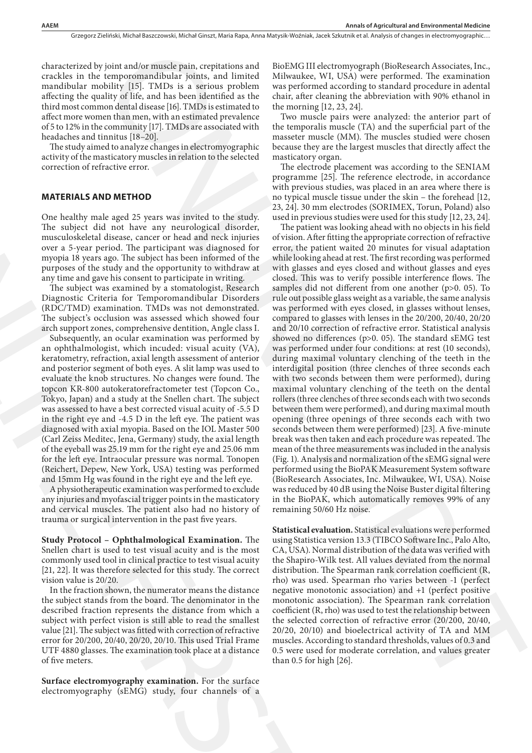characterized by joint and/or muscle pain, crepitations and crackles in the temporomandibular joints, and limited mandibular mobility [15]. TMDs is a serious problem affecting the quality of life, and has been identified as the third most common dental disease [16]. TMDs is estimated to affect more women than men, with an estimated prevalence of 5 to 12% in the community [17]. TMDs are associated with headaches and tinnitus [18–20].

The study aimed to analyze changes in electromyographic activity of the masticatory muscles in relation to the selected correction of refractive error.

## MATERIALS AND METHOD

One healthy male aged 25 years was invited to the study. The subject did not have any neurological disorder, musculoskeletal disease, cancer or head and neck injuries over a 5-year period. The participant was diagnosed for myopia 18 years ago. The subject has been informed of the purposes of the study and the opportunity to withdraw at any time and gave his consent to participate in writing.

The subject was examined by a stomatologist, Research Diagnostic Criteria for Temporomandibular Disorders (RDC/TMD) examination. TMDs was not demonstrated. The subject's occlusion was assessed which showed four arch support zones, comprehensive dentition, Angle class I.

Subsequently, an ocular examination was performed by an ophthalmologist, which incuded: visual acuity (VA), keratometry, refraction, axial length assessment of anterior and posterior segment of both eyes. A slit lamp was used to evaluate the knob structures. No changes were found. The topcon KR-800 autokeratorefractometer test (Topcon Co., Tokyo, Japan) and a study at the Snellen chart. The subject was assessed to have a best corrected visual acuity of -5.5 D in the right eye and -4.5 D in the left eye. The patient was diagnosed with axial myopia. Based on the IOL Master 500 (Carl Zeiss Meditec, Jena, Germany) study, the axial length of the eyeball was 25.19 mm for the right eye and 25.06 mm for the left eye. Intraocular pressure was normal. Tonopen (Reichert, Depew, New York, USA) testing was performed and 15mm Hg was found in the right eye and the left eye.

A physiotherapeutic examination was performed to exclude any injuries and myofascial trigger points in the masticatory and cervical muscles. The patient also had no history of trauma or surgical intervention in the past five years.

**Study Protocol – Ophthalmological Examination.** The Snellen chart is used to test visual acuity and is the most commonly used tool in clinical practice to test visual acuity [21, 22]. It was therefore selected for this study. The correct vision value is 20/20.

In the fraction shown, the numerator means the distance the subject stands from the board. The denominator in the described fraction represents the distance from which a subject with perfect vision is still able to read the smallest value [21]. The subject was fitted with correction of refractive error for 20/200, 20/40, 20/20, 20/10. This used Trial Frame UTF 4880 glasses. The examination took place at a distance of five meters.

**Surface electromyography examination.** For the surface electromyography (sEMG) study, four channels of a BioEMG III electromyograph (BioResearch Associates, Inc., Milwaukee, WI, USA) were performed. The examination was performed according to standard procedure in adental chair, after cleaning the abbreviation with 90% ethanol in the morning [12, 23, 24].

Two muscle pairs were analyzed: the anterior part of the temporalis muscle (TA) and the superficial part of the masseter muscle (MM). The muscles studied were chosen because they are the largest muscles that directly affect the masticatory organ.

The electrode placement was according to the SENIAM programme [25]. The reference electrode, in accordance with previous studies, was placed in an area where there is no typical muscle tissue under the skin – the forehead [12, 23, 24]. 30 mm electrodes (SORIMEX, Torun, Poland) also used in previous studies were used for this study [12, 23, 24].

The patient was looking ahead with no objects in his field of vision. After fitting the appropriate correction of refractive error, the patient waited 20 minutes for visual adaptation while looking ahead at rest. The first recording was performed with glasses and eyes closed and without glasses and eyes closed. This was to verify possible interference flows. The samples did not different from one another (p>0. 05). To rule out possible glass weight as a variable, the same analysis was performed with eyes closed, in glasses without lenses, compared to glasses with lenses in the 20/200, 20/40, 20/20 and 20/10 correction of refractive error. Statistical analysis showed no differences (p>0. 05). The standard sEMG test was performed under four conditions: at rest (10 seconds), during maximal voluntary clenching of the teeth in the interdigital position (three clenches of three seconds each with two seconds between them were performed), during maximal voluntary clenching of the teeth on the dental rollers (three clenches of three seconds each with two seconds between them were performed), and during maximal mouth opening (three openings of three seconds each with two seconds between them were performed) [23]. A five-minute break was then taken and each procedure was repeated. The mean of the three measurements was included in the analysis (Fig. 1). Analysis and normalization of the sEMG signal were performed using the BioPAK Measurement System software (BioResearch Associates, Inc. Milwaukee, WI, USA). Noise was reduced by 40 dB using the Noise Buster digital filtering in the BioPAK, which automatically removes 99% of any remaining 50/60 Hz noise.

**Statistical evaluation.** Statistical evaluations were performed using Statistica version 13.3 (TIBCO Software Inc., Palo Alto, CA, USA). Normal distribution of the data was verified with the Shapiro-Wilk test. All values deviated from the normal distribution. The Spearman rank correlation coefficient (R, rho) was used. Spearman rho varies between -1 (perfect negative monotonic association) and +1 (perfect positive monotonic association). The Spearman rank correlation coefficient (R, rho) was used to test the relationship between the selected correction of refractive error (20/200, 20/40, 20/20, 20/10) and bioelectrical activity of TA and MM muscles. According to standard thresholds, values of 0.3 and 0.5 were used for moderate correlation, and values greater than 0.5 for high [26].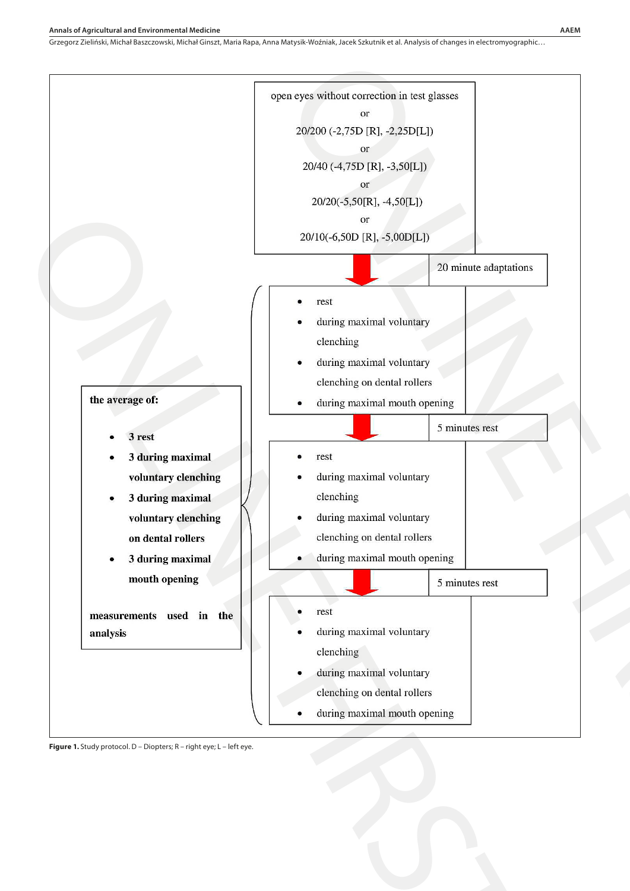open eyes without correction in test glasses

or

20/200 (-2,75D [R], -2,25D[L])

or

20/40 (-4,75D [R], -3,50[L])

or

20/20(-5,50[R], -4,50[L])

or

20/10(-6,50D [R], -5,00D[L])

20 minute adaptations

- rest
- during maximal voluntary clenching
- during maximal voluntary clenching on dental rollers
- during maximal mouth opening

5 minutes rest

- rest
- during maximal voluntary clenching
- during maximal voluntary clenching on dental rollers
- during maximal mouth opening

5 minutes rest

- rest
- during maximal voluntary clenching
- during maximal voluntary clenching on dental rollers
- during maximal mouth opening

**the average of:**

- **3 rest**
- **3 during maximal voluntary clenching**
- **3 during maximal voluntary clenching on dental rollers**
- **3 during maximal mouth opening**

**measurements used in the analysis**

**Figure 1.** Study protocol. D – Diopters; R – right eye; L – left eye.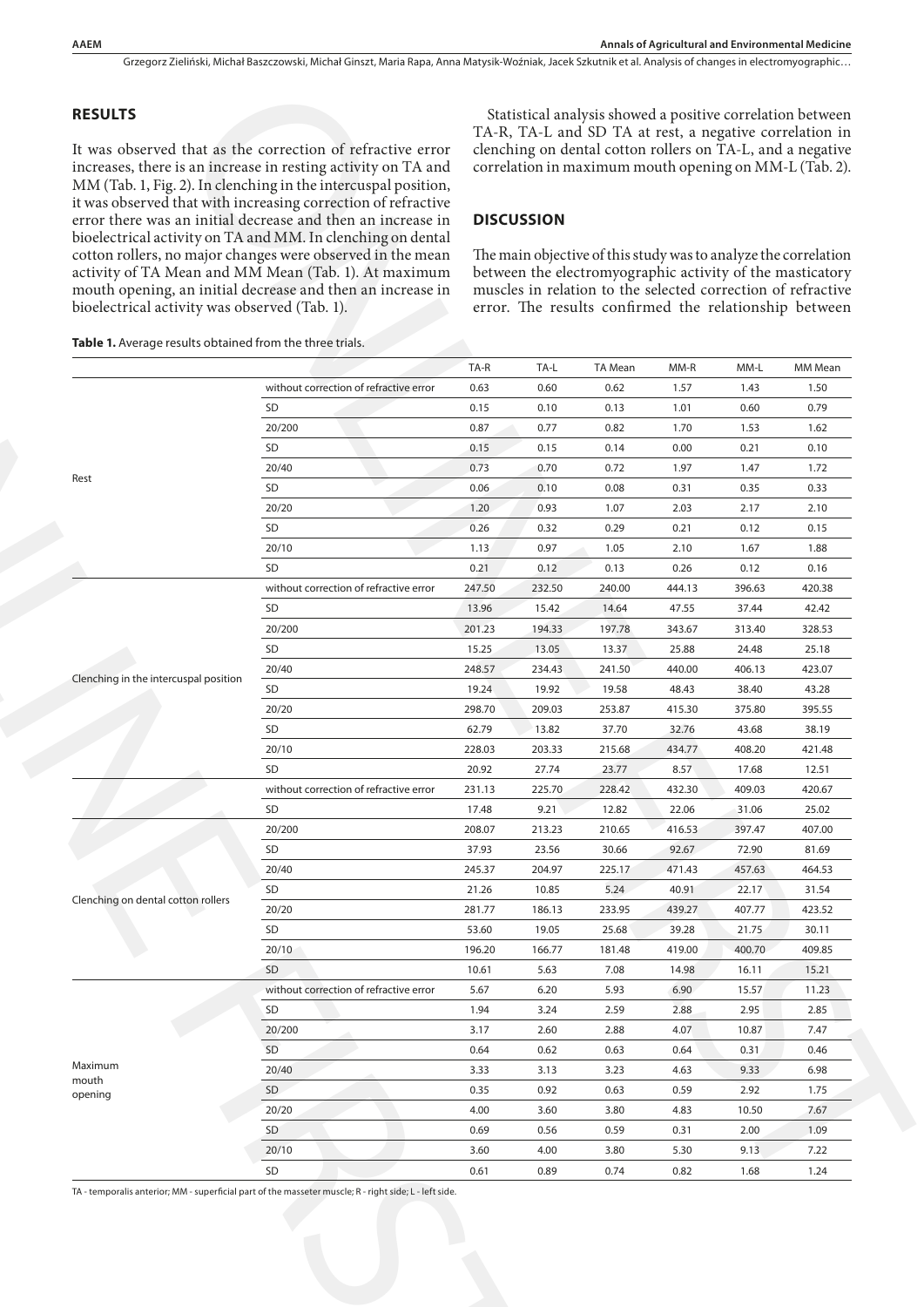## RESULTS

It was observed that as the correction of refractive error increases, there is an increase in resting activity on TA and MM (Tab. 1, Fig. 2). In clenching in the intercuspal position, it was observed that with increasing correction of refractive error there was an initial decrease and then an increase in bioelectrical activity on TA and MM. In clenching on dental cotton rollers, no major changes were observed in the mean activity of TA Mean and MM Mean (Tab. 1). At maximum mouth opening, an initial decrease and then an increase in bioelectrical activity was observed (Tab. 1).

Statistical analysis showed a positive correlation between TA-R, TA-L and SD TA at rest, a negative correlation in clenching on dental cotton rollers on TA-L, and a negative correlation in maximum mouth opening on MM-L (Tab. 2).

## DISCUSSION

The main objective of this study was to analyze the correlation between the electromyographic activity of the masticatory muscles in relation to the selected correction of refractive error. The results confirmed the relationship between

**Table 1.** Average results obtained from the three trials.

| | | TA-R | TA-L | TA Mean | MM-R | MM-L | MM Mean |
|---|---|---|---|---|---|---|---|
| Rest | without correction of refractive error | 0.63 | 0.60 | 0.62 | 1.57 | 1.43 | 1.50 |
| | SD | 0.15 | 0.10 | 0.13 | 1.01 | 0.60 | 0.79 |
| | 20/200 | 0.87 | 0.77 | 0.82 | 1.70 | 1.53 | 1.62 |
| | SD | 0.15 | 0.15 | 0.14 | 0.00 | 0.21 | 0.10 |
| | 20/40 | 0.73 | 0.70 | 0.72 | 1.97 | 1.47 | 1.72 |
| | SD | 0.06 | 0.10 | 0.08 | 0.31 | 0.35 | 0.33 |
| | 20/20 | 1.20 | 0.93 | 1.07 | 2.03 | 2.17 | 2.10 |
| | SD | 0.26 | 0.32 | 0.29 | 0.21 | 0.12 | 0.15 |
| | 20/10 | 1.13 | 0.97 | 1.05 | 2.10 | 1.67 | 1.88 |
| | SD | 0.21 | 0.12 | 0.13 | 0.26 | 0.12 | 0.16 |
| Clenching in the intercuspal position | without correction of refractive error | 247.50 | 232.50 | 240.00 | 444.13 | 396.63 | 420.38 |
| | SD | 13.96 | 15.42 | 14.64 | 47.55 | 37.44 | 42.42 |
| | 20/200 | 201.23 | 194.33 | 197.78 | 343.67 | 313.40 | 328.53 |
| | SD | 15.25 | 13.05 | 13.37 | 25.88 | 24.48 | 25.18 |
| | 20/40 | 248.57 | 234.43 | 241.50 | 440.00 | 406.13 | 423.07 |
| | SD | 19.24 | 19.92 | 19.58 | 48.43 | 38.40 | 43.28 |
| | 20/20 | 298.70 | 209.03 | 253.87 | 415.30 | 375.80 | 395.55 |
| | SD | 62.79 | 13.82 | 37.70 | 32.76 | 43.68 | 38.19 |
| | 20/10 | 228.03 | 203.33 | 215.68 | 434.77 | 408.20 | 421.48 |
| | SD | 20.92 | 27.74 | 23.77 | 8.57 | 17.68 | 12.51 |
| Clenching on dental cotton rollers | without correction of refractive error | 231.13 | 225.70 | 228.42 | 432.30 | 409.03 | 420.67 |
| | SD | 17.48 | 9.21 | 12.82 | 22.06 | 31.06 | 25.02 |
| | 20/200 | 208.07 | 213.23 | 210.65 | 416.53 | 397.47 | 407.00 |
| | SD | 37.93 | 23.56 | 30.66 | 92.67 | 72.90 | 81.69 |
| | 20/40 | 245.37 | 204.97 | 225.17 | 471.43 | 457.63 | 464.53 |
| | SD | 21.26 | 10.85 | 5.24 | 40.91 | 22.17 | 31.54 |
| | 20/20 | 281.77 | 186.13 | 233.95 | 439.27 | 407.77 | 423.52 |
| | SD | 53.60 | 19.05 | 25.68 | 39.28 | 21.75 | 30.11 |
| | 20/10 | 196.20 | 166.77 | 181.48 | 419.00 | 400.70 | 409.85 |
| | SD | 10.61 | 5.63 | 7.08 | 14.98 | 16.11 | 15.21 |
| Maximum mouth opening | without correction of refractive error | 5.67 | 6.20 | 5.93 | 6.90 | 15.57 | 11.23 |
| | SD | 1.94 | 3.24 | 2.59 | 2.88 | 2.95 | 2.85 |
| | 20/200 | 3.17 | 2.60 | 2.88 | 4.07 | 10.87 | 7.47 |
| | SD | 0.64 | 0.62 | 0.63 | 0.64 | 0.31 | 0.46 |
| | 20/40 | 3.33 | 3.13 | 3.23 | 4.63 | 9.33 | 6.98 |
| | SD | 0.35 | 0.92 | 0.63 | 0.59 | 2.92 | 1.75 |
| | 20/20 | 4.00 | 3.60 | 3.80 | 4.83 | 10.50 | 7.67 |
| | SD | 0.69 | 0.56 | 0.59 | 0.31 | 2.00 | 1.09 |
| | 20/10 | 3.60 | 4.00 | 3.80 | 5.30 | 9.13 | 7.22 |
| | SD | 0.61 | 0.89 | 0.74 | 0.82 | 1.68 | 1.24 |

TA - temporalis anterior; MM - superficial part of the masseter muscle; R - right side; L - left side.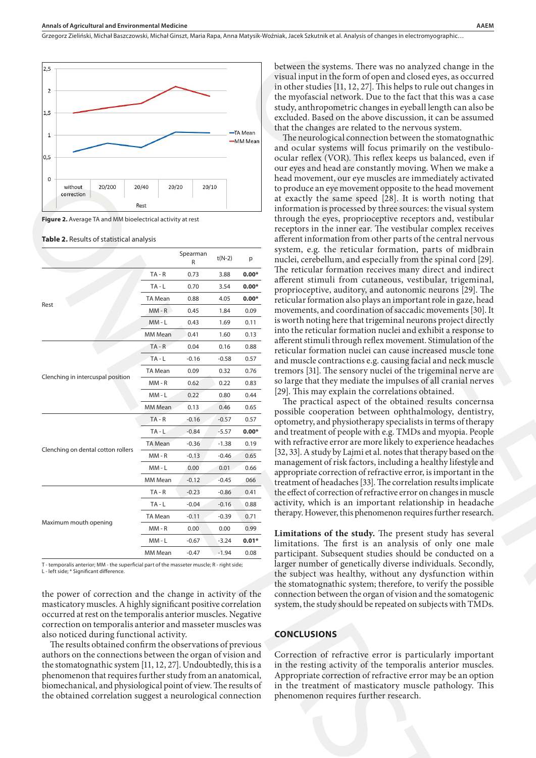Figure 2. Average TA and MM bioelectrical activity at rest

Table 2. Results of statistical analysis

| | | Spearman R | t(N-2) | p |
|---|---|---|---|---|
| Rest | TA - R | 0.73 | 3.88 | **0.00*** |
| | TA - L | 0.70 | 3.54 | **0.00*** |
| | TA Mean | 0.88 | 4.05 | **0.00*** |
| | MM - R | 0.45 | 1.84 | 0.09 |
| | MM - L | 0.43 | 1.69 | 0.11 |
| | MM Mean | 0.41 | 1.60 | 0.13 |
| Clenching in intercuspal position | TA - R | 0.04 | 0.16 | 0.88 |
| | TA - L | -0.16 | -0.58 | 0.57 |
| | TA Mean | 0.09 | 0.32 | 0.76 |
| | MM - R | 0.62 | 0.22 | 0.83 |
| | MM - L | 0.22 | 0.80 | 0.44 |
| | MM Mean | 0.13 | 0.46 | 0.65 |
| Clenching on dental cotton rollers | TA - R | -0.16 | -0.57 | 0.57 |
| | TA - L | -0.84 | -5.57 | **0.00*** |
| | TA Mean | -0.36 | -1.38 | 0.19 |
| | MM - R | -0.13 | -0.46 | 0.65 |
| | MM - L | 0.00 | 0.01 | 0.66 |
| | MM Mean | -0.12 | -0.45 | 066 |
| Maximum mouth opening | TA - R | -0.23 | -0.86 | 0.41 |
| | TA - L | -0.04 | -0.16 | 0.88 |
| | TA Mean | -0.11 | -0.39 | 0.71 |
| | MM - R | 0.00 | 0.00 | 0.99 |
| | MM - L | -0.67 | -3.24 | **0.01*** |
| | MM Mean | -0.47 | -1.94 | 0.08 |

T - temporalis anterior; MM - the superficial part of the masseter muscle; R - right side; L - left side; * Significant difference.

the power of correction and the change in activity of the masticatory muscles. A highly significant positive correlation occurred at rest on the temporalis anterior muscles. Negative correction on temporalis anterior and masseter muscles was also noticed during functional activity.

The results obtained confirm the observations of previous authors on the connections between the organ of vision and the stomatognathic system [11, 12, 27]. Undoubtedly, this is a phenomenon that requires further study from an anatomical, biomechanical, and physiological point of view. The results of the obtained correlation suggest a neurological connection between the systems. There was no analyzed change in the visual input in the form of open and closed eyes, as occurred in other studies [11, 12, 27]. This helps to rule out changes in the myofascial network. Due to the fact that this was a case study, anthropometric changes in eyeball length can also be excluded. Based on the above discussion, it can be assumed that the changes are related to the nervous system.

The neurological connection between the stomatognathic and ocular systems will focus primarily on the vestibulo-ocular reflex (VOR). This reflex keeps us balanced, even if our eyes and head are constantly moving. When we make a head movement, our eye muscles are immediately activated to produce an eye movement opposite to the head movement at exactly the same speed [28]. It is worth noting that information is processed by three sources: the visual system through the eyes, proprioceptive receptors and, vestibular receptors in the inner ear. The vestibular complex receives afferent information from other parts of the central nervous system, e.g. the reticular formation, parts of midbrain nuclei, cerebellum, and especially from the spinal cord [29]. The reticular formation receives many direct and indirect afferent stimuli from cutaneous, vestibular, trigeminal, proprioceptive, auditory, and autonomic neurons [29]. The reticular formation also plays an important role in gaze, head movements, and coordination of saccadic movements [30]. It is worth noting here that trigeminal neurons project directly into the reticular formation nuclei and exhibit a response to afferent stimuli through reflex movement. Stimulation of the reticular formation nuclei can cause increased muscle tone and muscle contractions e.g. causing facial and neck muscle tremors [31]. The sensory nuclei of the trigeminal nerve are so large that they mediate the impulses of all cranial nerves [29]. This may explain the correlations obtained.

The practical aspect of the obtained results concernsa possible cooperation between ophthalmology, dentistry, optometry, and physiotherapy specialists in terms of therapy and treatment of people with e.g. TMDs and myopia. People with refractive error are more likely to experience headaches [32, 33]. A study by Lajmi et al. notes that therapy based on the management of risk factors, including a healthy lifestyle and appropriate correction of refractive error, is important in the treatment of headaches [33]. The correlation results implicate the effect of correction of refractive error on changes in muscle activity, which is an important relationship in headache therapy. However, this phenomenon requires further research.

**Limitations of the study.** The present study has several limitations. The first is an analysis of only one male participant. Subsequent studies should be conducted on a larger number of genetically diverse individuals. Secondly, the subject was healthy, without any dysfunction within the stomatognathic system; therefore, to verify the possible connection between the organ of vision and the somatogenic system, the study should be repeated on subjects with TMDs.

## CONCLUSIONS

Correction of refractive error is particularly important in the resting activity of the temporalis anterior muscles. Appropriate correction of refractive error may be an option in the treatment of masticatory muscle pathology. This phenomenon requires further research.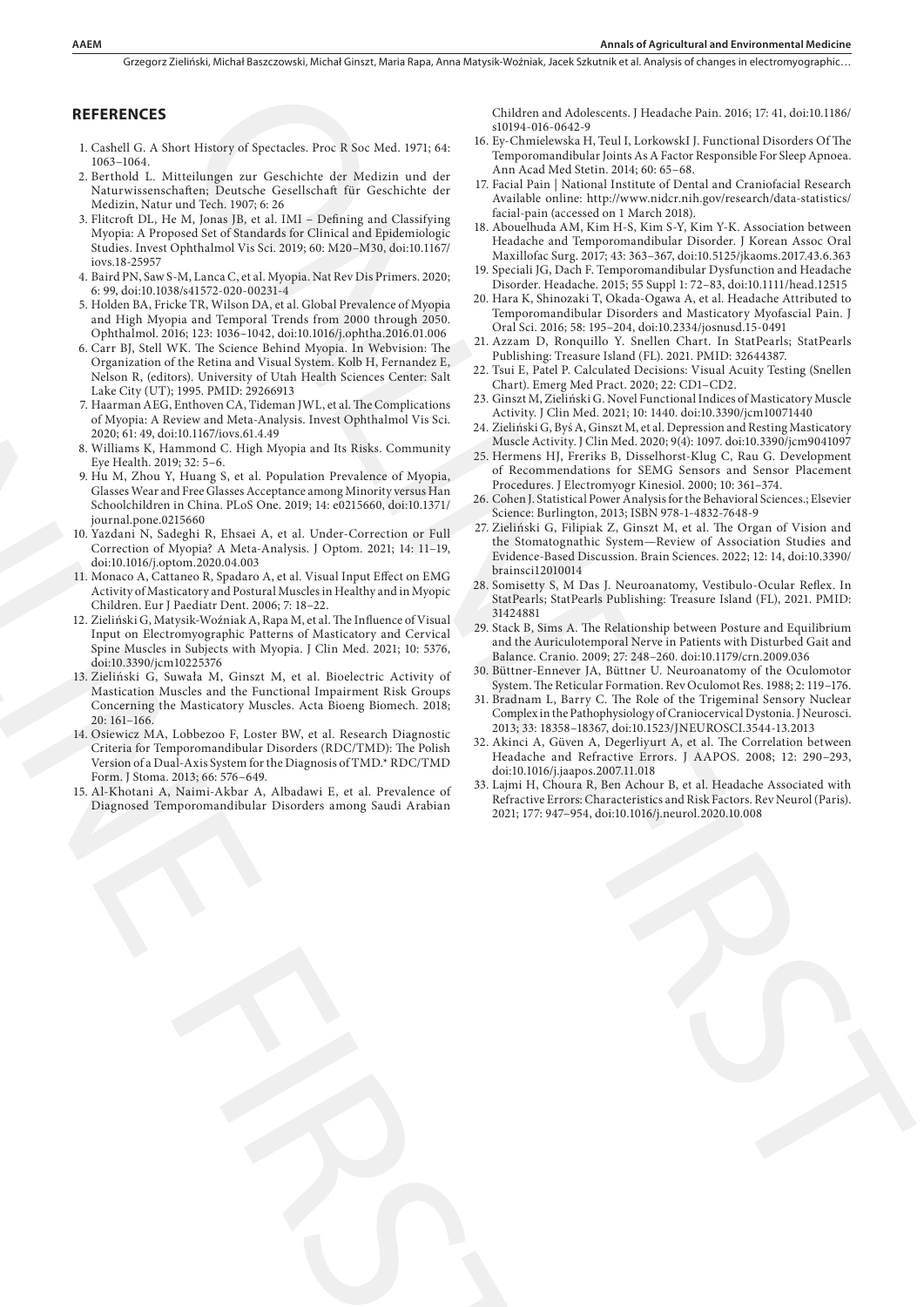## REFERENCES

1. Cashell G. A Short History of Spectacles. Proc R Soc Med. 1971; 64: 1063–1064.
2. Berthold L. Mitteilungen zur Geschichte der Medizin und der Naturwissenschaften; Deutsche Gesellschaft für Geschichte der Medizin, Natur und Tech. 1907; 6: 26
3. Flitcroft DL, He M, Jonas JB, et al. IMI – Defining and Classifying Myopia: A Proposed Set of Standards for Clinical and Epidemiologic Studies. Invest Ophthalmol Vis Sci. 2019; 60: M20–M30, doi:10.1167/iovs.18-25957
4. Baird PN, Saw S-M, Lanca C, et al. Myopia. Nat Rev Dis Primers. 2020; 6: 99, doi:10.1038/s41572-020-00231-4
5. Holden BA, Fricke TR, Wilson DA, et al. Global Prevalence of Myopia and High Myopia and Temporal Trends from 2000 through 2050. Ophthalmol. 2016; 123: 1036–1042, doi:10.1016/j.ophtha.2016.01.006
6. Carr BJ, Stell WK. The Science Behind Myopia. In Webvision: The Organization of the Retina and Visual System. Kolb H, Fernandez E, Nelson R, (editors). University of Utah Health Sciences Center: Salt Lake City (UT); 1995. PMID: 29266913
7. Haarman AEG, Enthoven CA, Tideman JWL, et al. The Complications of Myopia: A Review and Meta-Analysis. Invest Ophthalmol Vis Sci. 2020; 61: 49, doi:10.1167/iovs.61.4.49
8. Williams K, Hammond C. High Myopia and Its Risks. Community Eye Health. 2019; 32: 5–6.
9. Hu M, Zhou Y, Huang S, et al. Population Prevalence of Myopia, Glasses Wear and Free Glasses Acceptance among Minority versus Han Schoolchildren in China. PLoS One. 2019; 14: e0215660, doi:10.1371/journal.pone.0215660
10. Yazdani N, Sadeghi R, Ehsaei A, et al. Under-Correction or Full Correction of Myopia? A Meta-Analysis. J Optom. 2021; 14: 11–19, doi:10.1016/j.optom.2020.04.003
11. Monaco A, Cattaneo R, Spadaro A, et al. Visual Input Effect on EMG Activity of Masticatory and Postural Muscles in Healthy and in Myopic Children. Eur J Paediatr Dent. 2006; 7: 18–22.
12. Zieliński G, Matysik-Woźniak A, Rapa M, et al. The Influence of Visual Input on Electromyographic Patterns of Masticatory and Cervical Spine Muscles in Subjects with Myopia. J Clin Med. 2021; 10: 5376, doi:10.3390/jcm10225376
13. Zieliński G, Suwała M, Ginszt M, et al. Bioelectric Activity of Mastication Muscles and the Functional Impairment Risk Groups Concerning the Masticatory Muscles. Acta Bioeng Biomech. 2018; 20: 161–166.
14. Osiewicz MA, Lobbezoo F, Loster BW, et al. Research Diagnostic Criteria for Temporomandibular Disorders (RDC/TMD): The Polish Version of a Dual-Axis System for the Diagnosis of TMD.* RDC/TMD Form. J Stoma. 2013; 66: 576–649.
15. Al-Khotani A, Naimi-Akbar A, Albadawi E, et al. Prevalence of Diagnosed Temporomandibular Disorders among Saudi Arabian Children and Adolescents. J Headache Pain. 2016; 17: 41, doi:10.1186/s10194-016-0642-9
16. Ey-Chmielewska H, Teul I, LorkowskI J. Functional Disorders Of The Temporomandibular Joints As A Factor Responsible For Sleep Apnoea. Ann Acad Med Stetin. 2014; 60: 65–68.
17. Facial Pain | National Institute of Dental and Craniofacial Research Available online: http://www.nidcr.nih.gov/research/data-statistics/facial-pain (accessed on 1 March 2018).
18. Abouelhuda AM, Kim H-S, Kim S-Y, Kim Y-K. Association between Headache and Temporomandibular Disorder. J Korean Assoc Oral Maxillofac Surg. 2017; 43: 363–367, doi:10.5125/jkaoms.2017.43.6.363
19. Speciali JG, Dach F. Temporomandibular Dysfunction and Headache Disorder. Headache. 2015; 55 Suppl 1: 72–83, doi:10.1111/head.12515
20. Hara K, Shinozaki T, Okada-Ogawa A, et al. Headache Attributed to Temporomandibular Disorders and Masticatory Myofascial Pain. J Oral Sci. 2016; 58: 195–204, doi:10.2334/josnusd.15-0491
21. Azzam D, Ronquillo Y. Snellen Chart. In StatPearls; StatPearls Publishing: Treasure Island (FL). 2021. PMID: 32644387.
22. Tsui E, Patel P. Calculated Decisions: Visual Acuity Testing (Snellen Chart). Emerg Med Pract. 2020; 22: CD1–CD2.
23. Ginszt M, Zieliński G. Novel Functional Indices of Masticatory Muscle Activity. J Clin Med. 2021; 10: 1440. doi:10.3390/jcm10071440
24. Zieliński G, Byś A, Ginszt M, et al. Depression and Resting Masticatory Muscle Activity. J Clin Med. 2020; 9(4): 1097. doi:10.3390/jcm9041097
25. Hermens HJ, Freriks B, Disselhorst-Klug C, Rau G. Development of Recommendations for SEMG Sensors and Sensor Placement Procedures. J Electromyogr Kinesiol. 2000; 10: 361–374.
26. Cohen J. Statistical Power Analysis for the Behavioral Sciences.; Elsevier Science: Burlington, 2013; ISBN 978-1-4832-7648-9
27. Zieliński G, Filipiak Z, Ginszt M, et al. The Organ of Vision and the Stomatognathic System—Review of Association Studies and Evidence-Based Discussion. Brain Sciences. 2022; 12: 14, doi:10.3390/brainsci12010014
28. Somisetty S, M Das J. Neuroanatomy, Vestibulo-Ocular Reflex. In StatPearls; StatPearls Publishing: Treasure Island (FL), 2021. PMID: 31424881
29. Stack B, Sims A. The Relationship between Posture and Equilibrium and the Auriculotemporal Nerve in Patients with Disturbed Gait and Balance. Cranio. 2009; 27: 248–260. doi:10.1179/crn.2009.036
30. Büttner-Ennever JA, Büttner U. Neuroanatomy of the Oculomotor System. The Reticular Formation. Rev Oculomot Res. 1988; 2: 119–176.
31. Bradnam L, Barry C. The Role of the Trigeminal Sensory Nuclear Complex in the Pathophysiology of Craniocervical Dystonia. J Neurosci. 2013; 33: 18358–18367, doi:10.1523/JNEUROSCI.3544-13.2013
32. Akinci A, Güven A, Degerliyurt A, et al. The Correlation between Headache and Refractive Errors. J AAPOS. 2008; 12: 290–293, doi:10.1016/j.jaapos.2007.11.018
33. Lajmi H, Choura R, Ben Achour B, et al. Headache Associated with Refractive Errors: Characteristics and Risk Factors. Rev Neurol (Paris). 2021; 177: 947–954, doi:10.1016/j.neurol.2020.10.008